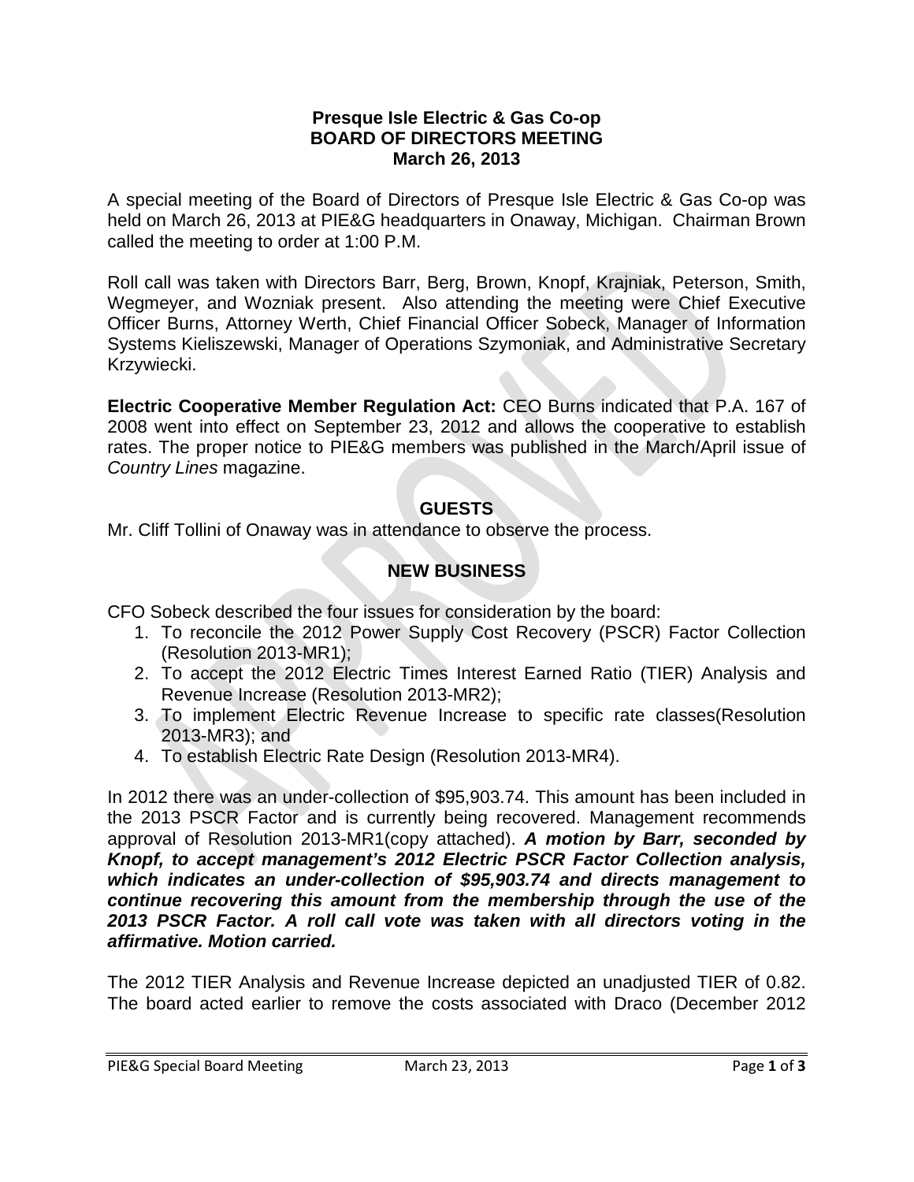**Presque Isle Electric & Gas Co-op**
**BOARD OF DIRECTORS MEETING**
**March 26, 2013**

A special meeting of the Board of Directors of Presque Isle Electric & Gas Co-op was held on March 26, 2013 at PIE&G headquarters in Onaway, Michigan. Chairman Brown called the meeting to order at 1:00 P.M.

Roll call was taken with Directors Barr, Berg, Brown, Knopf, Krajniak, Peterson, Smith, Wegmeyer, and Wozniak present. Also attending the meeting were Chief Executive Officer Burns, Attorney Werth, Chief Financial Officer Sobeck, Manager of Information Systems Kieliszewski, Manager of Operations Szymoniak, and Administrative Secretary Krzywiecki.

**Electric Cooperative Member Regulation Act:** CEO Burns indicated that P.A. 167 of 2008 went into effect on September 23, 2012 and allows the cooperative to establish rates. The proper notice to PIE&G members was published in the March/April issue of *Country Lines* magazine.

## GUESTS

Mr. Cliff Tollini of Onaway was in attendance to observe the process.

## NEW BUSINESS

CFO Sobeck described the four issues for consideration by the board:

1. To reconcile the 2012 Power Supply Cost Recovery (PSCR) Factor Collection (Resolution 2013-MR1);
2. To accept the 2012 Electric Times Interest Earned Ratio (TIER) Analysis and Revenue Increase (Resolution 2013-MR2);
3. To implement Electric Revenue Increase to specific rate classes(Resolution 2013-MR3); and
4. To establish Electric Rate Design (Resolution 2013-MR4).

In 2012 there was an under-collection of $95,903.74. This amount has been included in the 2013 PSCR Factor and is currently being recovered. Management recommends approval of Resolution 2013-MR1(copy attached). ***A motion by Barr, seconded by Knopf, to accept management's 2012 Electric PSCR Factor Collection analysis, which indicates an under-collection of $95,903.74 and directs management to continue recovering this amount from the membership through the use of the 2013 PSCR Factor. A roll call vote was taken with all directors voting in the affirmative. Motion carried.***

The 2012 TIER Analysis and Revenue Increase depicted an unadjusted TIER of 0.82. The board acted earlier to remove the costs associated with Draco (December 2012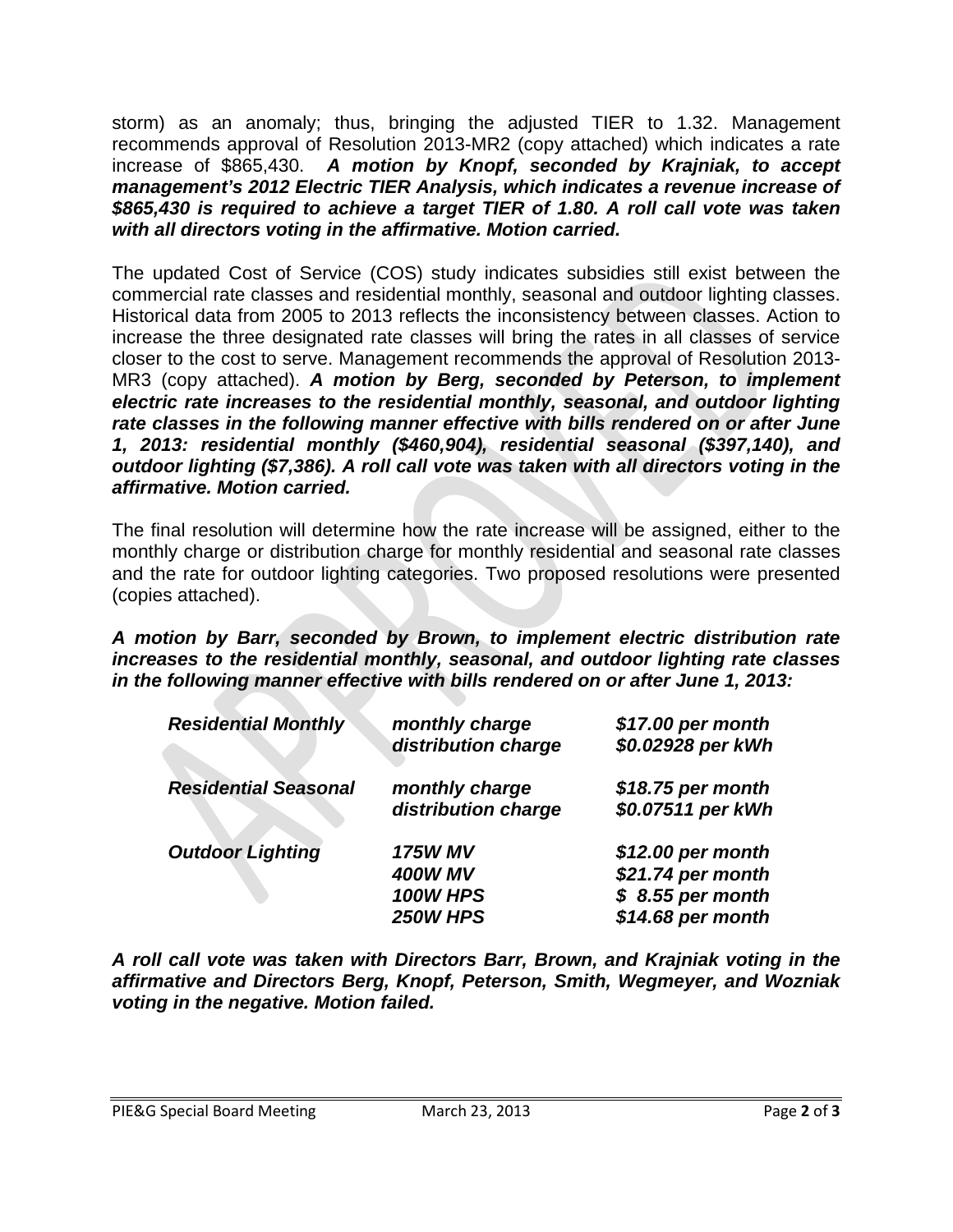storm) as an anomaly; thus, bringing the adjusted TIER to 1.32. Management recommends approval of Resolution 2013-MR2 (copy attached) which indicates a rate increase of $865,430. ***A motion by Knopf, seconded by Krajniak, to accept management's 2012 Electric TIER Analysis, which indicates a revenue increase of $865,430 is required to achieve a target TIER of 1.80. A roll call vote was taken with all directors voting in the affirmative. Motion carried.***

The updated Cost of Service (COS) study indicates subsidies still exist between the commercial rate classes and residential monthly, seasonal and outdoor lighting classes. Historical data from 2005 to 2013 reflects the inconsistency between classes. Action to increase the three designated rate classes will bring the rates in all classes of service closer to the cost to serve. Management recommends the approval of Resolution 2013-MR3 (copy attached). ***A motion by Berg, seconded by Peterson, to implement electric rate increases to the residential monthly, seasonal, and outdoor lighting rate classes in the following manner effective with bills rendered on or after June 1, 2013: residential monthly ($460,904), residential seasonal ($397,140), and outdoor lighting ($7,386). A roll call vote was taken with all directors voting in the affirmative. Motion carried.***

The final resolution will determine how the rate increase will be assigned, either to the monthly charge or distribution charge for monthly residential and seasonal rate classes and the rate for outdoor lighting categories. Two proposed resolutions were presented (copies attached).

***A motion by Barr, seconded by Brown, to implement electric distribution rate increases to the residential monthly, seasonal, and outdoor lighting rate classes in the following manner effective with bills rendered on or after June 1, 2013:***

| | | |
|---|---|---|
| ***Residential Monthly*** | ***monthly charge*** | ***$17.00 per month*** |
| | ***distribution charge*** | ***$0.02928 per kWh*** |
| ***Residential Seasonal*** | ***monthly charge*** | ***$18.75 per month*** |
| | ***distribution charge*** | ***$0.07511 per kWh*** |
| ***Outdoor Lighting*** | ***175W MV*** | ***$12.00 per month*** |
| | ***400W MV*** | ***$21.74 per month*** |
| | ***100W HPS*** | ***$ 8.55 per month*** |
| | ***250W HPS*** | ***$14.68 per month*** |

***A roll call vote was taken with Directors Barr, Brown, and Krajniak voting in the affirmative and Directors Berg, Knopf, Peterson, Smith, Wegmeyer, and Wozniak voting in the negative. Motion failed.***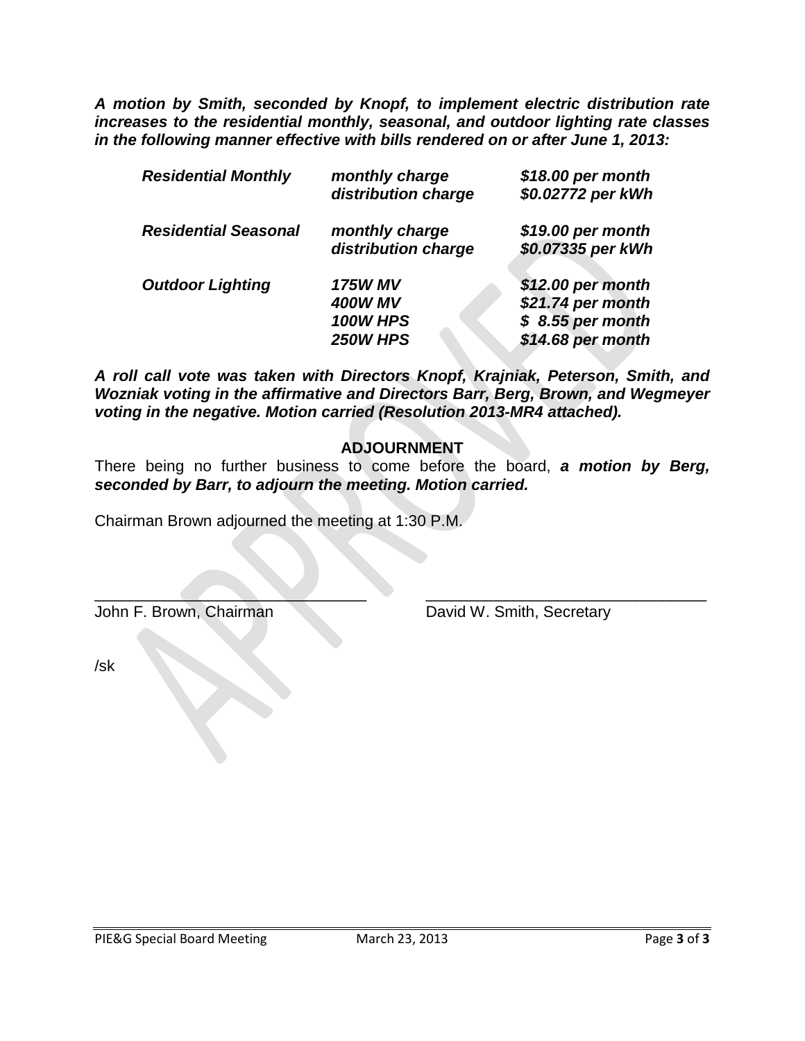***A motion by Smith, seconded by Knopf, to implement electric distribution rate increases to the residential monthly, seasonal, and outdoor lighting rate classes in the following manner effective with bills rendered on or after June 1, 2013:***

| | | |
|---|---|---|
| ***Residential Monthly*** | ***monthly charge*** | ***$18.00 per month*** |
| | ***distribution charge*** | ***$0.02772 per kWh*** |
| ***Residential Seasonal*** | ***monthly charge*** | ***$19.00 per month*** |
| | ***distribution charge*** | ***$0.07335 per kWh*** |
| ***Outdoor Lighting*** | ***175W MV*** | ***$12.00 per month*** |
| | ***400W MV*** | ***$21.74 per month*** |
| | ***100W HPS*** | ***$ 8.55 per month*** |
| | ***250W HPS*** | ***$14.68 per month*** |

***A roll call vote was taken with Directors Knopf, Krajniak, Peterson, Smith, and Wozniak voting in the affirmative and Directors Barr, Berg, Brown, and Wegmeyer voting in the negative. Motion carried (Resolution 2013-MR4 attached).***

## ADJOURNMENT

There being no further business to come before the board, ***a motion by Berg, seconded by Barr, to adjourn the meeting. Motion carried.***

Chairman Brown adjourned the meeting at 1:30 P.M.

\_\_\_\_\_\_\_\_\_\_\_\_\_\_\_\_\_\_\_\_\_\_\_\_\_\_\_\_\_\_\_\_
John F. Brown, Chairman

\_\_\_\_\_\_\_\_\_\_\_\_\_\_\_\_\_\_\_\_\_\_\_\_\_\_\_\_\_\_\_\_
David W. Smith, Secretary

/sk